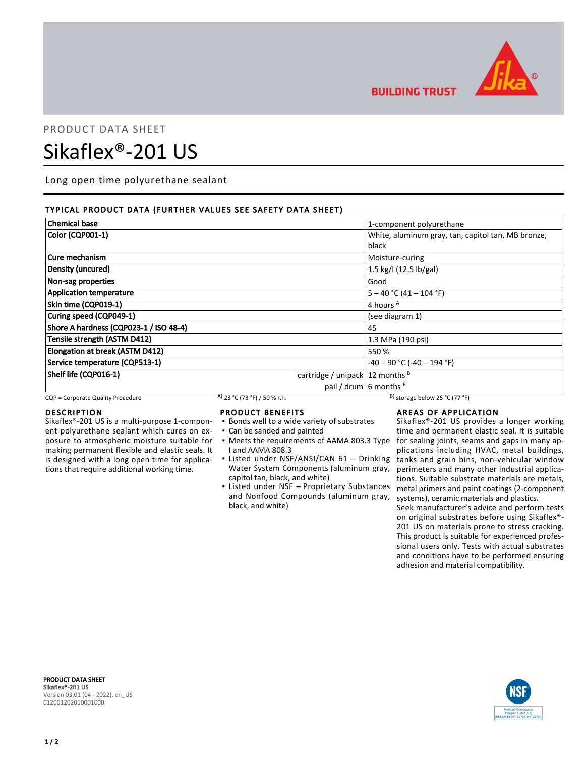PRODUCT DATA SHEET

# Sikaflex®-201 US

Long open time polyurethane sealant

## TYPICAL PRODUCT DATA (FURTHER VALUES SEE SAFETY DATA SHEET)

| Property | | Value |
|---|---|---|
| Chemical base | | 1-component polyurethane |
| Color (CQP001-1) | | White, aluminum gray, tan, capitol tan, MB bronze, black |
| Cure mechanism | | Moisture-curing |
| Density (uncured) | | 1.5 kg/l (12.5 lb/gal) |
| Non-sag properties | | Good |
| Application temperature | | 5 – 40 °C (41 – 104 °F) |
| Skin time (CQP019-1) | | 4 hours [A] |
| Curing speed (CQP049-1) | | (see diagram 1) |
| Shore A hardness (CQP023-1 / ISO 48-4) | | 45 |
| Tensile strength (ASTM D412) | | 1.3 MPa (190 psi) |
| Elongation at break (ASTM D412) | | 550 % |
| Service temperature (CQP513-1) | | -40 – 90 °C (-40 – 194 °F) |
| Shelf life (CQP016-1) | cartridge / unipack | 12 months [B] |
| | pail / drum | 6 months [B] |

CQP = Corporate Quality Procedure  [A] 23 °C (73 °F) / 50 % r.h.  [B] storage below 25 °C (77 °F)

## DESCRIPTION

Sikaflex®-201 US is a multi-purpose 1-component polyurethane sealant which cures on exposure to atmospheric moisture suitable for making permanent flexible and elastic seals. It is designed with a long open time for applications that require additional working time.

## PRODUCT BENEFITS

- Bonds well to a wide variety of substrates
- Can be sanded and painted
- Meets the requirements of AAMA 803.3 Type I and AAMA 808.3
- Listed under NSF/ANSI/CAN 61 – Drinking Water System Components (aluminum gray, capitol tan, black, and white)
- Listed under NSF – Proprietary Substances and Nonfood Compounds (aluminum gray, black, and white)

## AREAS OF APPLICATION

Sikaflex®-201 US provides a longer working time and permanent elastic seal. It is suitable for sealing joints, seams and gaps in many applications including HVAC, metal buildings, tanks and grain bins, non-vehicular window perimeters and many other industrial applications. Suitable substrate materials are metals, metal primers and paint coatings (2-component systems), ceramic materials and plastics.

Seek manufacturer's advice and perform tests on original substrates before using Sikaflex®-201 US on materials prone to stress cracking. This product is suitable for experienced professional users only. Tests with actual substrates and conditions have to be performed ensuring adhesion and material compatibility.

**PRODUCT DATA SHEET**
**Sikaflex®-201 US**
Version 03.01 (04 - 2022), en_US
012001202010001000

Nonfood Compounds Program Listed (R2) (NF122443, NF122721, NF122720)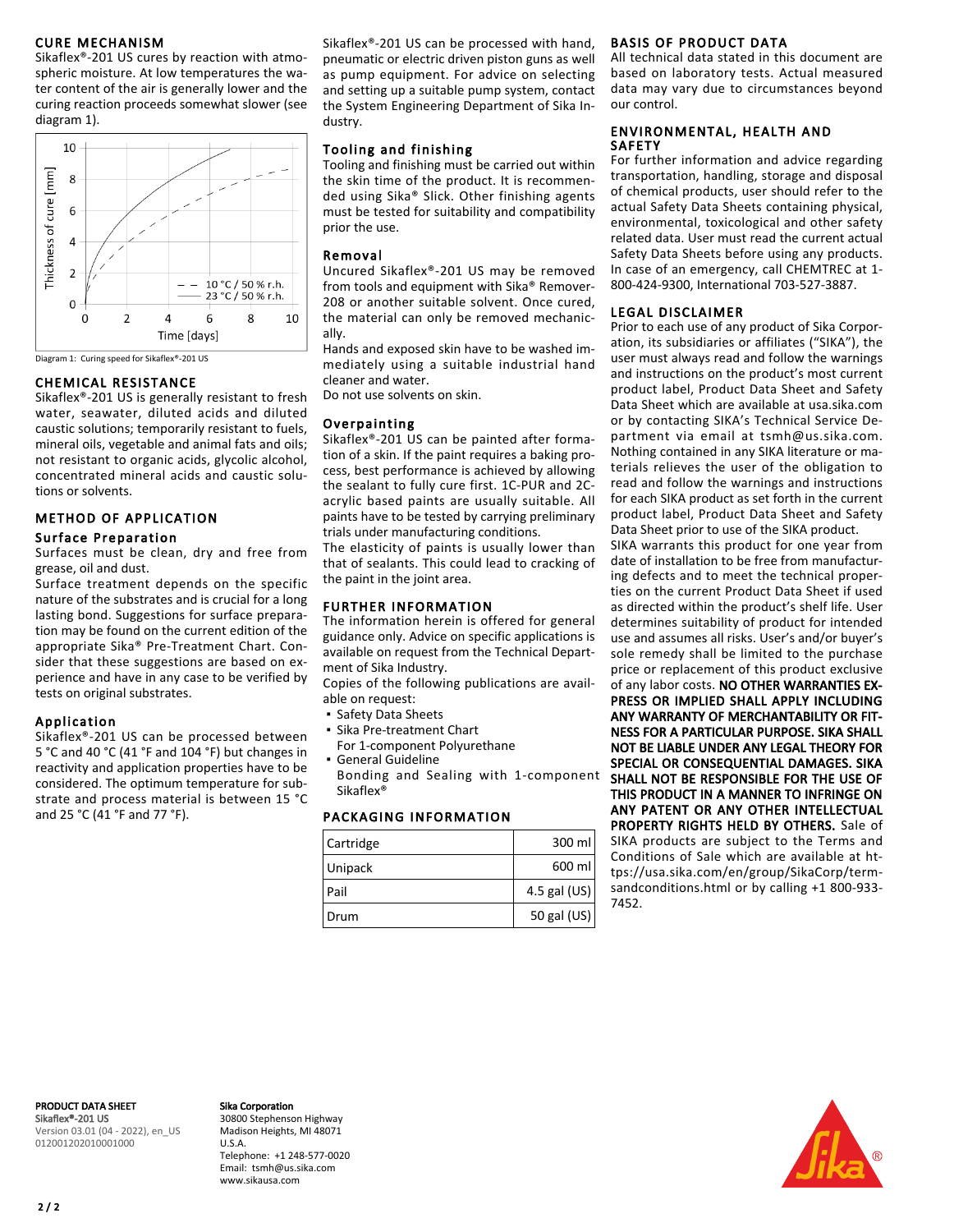## CURE MECHANISM

Sikaflex®-201 US cures by reaction with atmospheric moisture. At low temperatures the water content of the air is generally lower and the curing reaction proceeds somewhat slower (see diagram 1).

Thickness of cure [mm]
10
8
6
4
2
0
0 2 4 6 8 10
Time [days]
10 °C / 50 % r.h.
23 °C / 50 % r.h.

Diagram 1: Curing speed for Sikaflex®-201 US

## CHEMICAL RESISTANCE

Sikaflex®-201 US is generally resistant to fresh water, seawater, diluted acids and diluted caustic solutions; temporarily resistant to fuels, mineral oils, vegetable and animal fats and oils; not resistant to organic acids, glycolic alcohol, concentrated mineral acids and caustic solutions or solvents.

## METHOD OF APPLICATION

### Surface Preparation

Surfaces must be clean, dry and free from grease, oil and dust.

Surface treatment depends on the specific nature of the substrates and is crucial for a long lasting bond. Suggestions for surface preparation may be found on the current edition of the appropriate Sika® Pre-Treatment Chart. Consider that these suggestions are based on experience and have in any case to be verified by tests on original substrates.

### Application

Sikaflex®-201 US can be processed between 5 °C and 40 °C (41 °F and 104 °F) but changes in reactivity and application properties have to be considered. The optimum temperature for substrate and process material is between 15 °C and 25 °C (41 °F and 77 °F).

Sikaflex®-201 US can be processed with hand, pneumatic or electric driven piston guns as well as pump equipment. For advice on selecting and setting up a suitable pump system, contact the System Engineering Department of Sika Industry.

### Tooling and finishing

Tooling and finishing must be carried out within the skin time of the product. It is recommended using Sika® Slick. Other finishing agents must be tested for suitability and compatibility prior the use.

### Removal

Uncured Sikaflex®-201 US may be removed from tools and equipment with Sika® Remover-208 or another suitable solvent. Once cured, the material can only be removed mechanically.

Hands and exposed skin have to be washed immediately using a suitable industrial hand cleaner and water.

Do not use solvents on skin.

### Overpainting

Sikaflex®-201 US can be painted after formation of a skin. If the paint requires a baking process, best performance is achieved by allowing the sealant to fully cure first. 1C-PUR and 2C-acrylic based paints are usually suitable. All paints have to be tested by carrying preliminary trials under manufacturing conditions.

The elasticity of paints is usually lower than that of sealants. This could lead to cracking of the paint in the joint area.

## FURTHER INFORMATION

The information herein is offered for general guidance only. Advice on specific applications is available on request from the Technical Department of Sika Industry.

Copies of the following publications are available on request:

- Safety Data Sheets
- Sika Pre-treatment Chart
  For 1-component Polyurethane
- General Guideline
  Bonding and Sealing with 1-component Sikaflex®

## PACKAGING INFORMATION

| | |
|---|---|
| Cartridge | 300 ml |
| Unipack | 600 ml |
| Pail | 4.5 gal (US) |
| Drum | 50 gal (US) |

## BASIS OF PRODUCT DATA

All technical data stated in this document are based on laboratory tests. Actual measured data may vary due to circumstances beyond our control.

## ENVIRONMENTAL, HEALTH AND SAFETY

For further information and advice regarding transportation, handling, storage and disposal of chemical products, user should refer to the actual Safety Data Sheets containing physical, environmental, toxicological and other safety related data. User must read the current actual Safety Data Sheets before using any products. In case of an emergency, call CHEMTREC at 1-800-424-9300, International 703-527-3887.

## LEGAL DISCLAIMER

Prior to each use of any product of Sika Corporation, its subsidiaries or affiliates ("SIKA"), the user must always read and follow the warnings and instructions on the product's most current product label, Product Data Sheet and Safety Data Sheet which are available at usa.sika.com or by contacting SIKA's Technical Service Department via email at tsmh@us.sika.com. Nothing contained in any SIKA literature or materials relieves the user of the obligation to read and follow the warnings and instructions for each SIKA product as set forth in the current product label, Product Data Sheet and Safety Data Sheet prior to use of the SIKA product.

SIKA warrants this product for one year from date of installation to be free from manufacturing defects and to meet the technical properties on the current Product Data Sheet if used as directed within the product's shelf life. User determines suitability of product for intended use and assumes all risks. User's and/or buyer's sole remedy shall be limited to the purchase price or replacement of this product exclusive of any labor costs. **NO OTHER WARRANTIES EXPRESS OR IMPLIED SHALL APPLY INCLUDING ANY WARRANTY OF MERCHANTABILITY OR FITNESS FOR A PARTICULAR PURPOSE. SIKA SHALL NOT BE LIABLE UNDER ANY LEGAL THEORY FOR SPECIAL OR CONSEQUENTIAL DAMAGES. SIKA SHALL NOT BE RESPONSIBLE FOR THE USE OF THIS PRODUCT IN A MANNER TO INFRINGE ON ANY PATENT OR ANY OTHER INTELLECTUAL PROPERTY RIGHTS HELD BY OTHERS.** Sale of SIKA products are subject to the Terms and Conditions of Sale which are available at https://usa.sika.com/en/group/SikaCorp/termsandconditions.html or by calling +1 800-933-7452.

**PRODUCT DATA SHEET**
**Sikaflex®-201 US**
Version 03.01 (04 - 2022), en_US
012001202010001000

**Sika Corporation**
30800 Stephenson Highway
Madison Heights, MI 48071
U.S.A.
Telephone: +1 248-577-0020
Email: tsmh@us.sika.com
www.sikausa.com